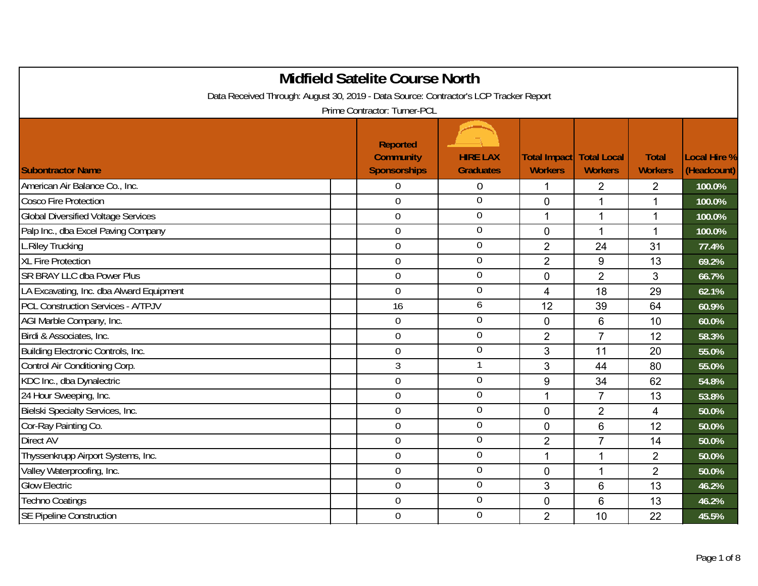# Midfield Satelite Course North

Data Received Through: August 30, 2019 - Data Source: Contractor's LCP Tracker Report

Prime Contractor: Turner-PCL

| Subontractor Name | Reported Community Sponsorships | HIRE LAX Graduates | Total Impact Workers | Total Local Workers | Total Workers | Local Hire % (Headcount) |
|---|---|---|---|---|---|---|
| American Air Balance Co., Inc. | 0 | 0 | 1 | 2 | 2 | 100.0% |
| Cosco Fire Protection | 0 | 0 | 0 | 1 | 1 | 100.0% |
| Global Diversified Voltage Services | 0 | 0 | 1 | 1 | 1 | 100.0% |
| Palp Inc., dba Excel Paving Company | 0 | 0 | 0 | 1 | 1 | 100.0% |
| L.Riley Trucking | 0 | 0 | 2 | 24 | 31 | 77.4% |
| XL Fire Protection | 0 | 0 | 2 | 9 | 13 | 69.2% |
| SR BRAY LLC dba Power Plus | 0 | 0 | 0 | 2 | 3 | 66.7% |
| LA Excavating, Inc. dba Alward Equipment | 0 | 0 | 4 | 18 | 29 | 62.1% |
| PCL Construction Services - A/TPJV | 16 | 6 | 12 | 39 | 64 | 60.9% |
| AGI Marble Company, Inc. | 0 | 0 | 0 | 6 | 10 | 60.0% |
| Birdi & Associates, Inc. | 0 | 0 | 2 | 7 | 12 | 58.3% |
| Building Electronic Controls, Inc. | 0 | 0 | 3 | 11 | 20 | 55.0% |
| Control Air Conditioning Corp. | 3 | 1 | 3 | 44 | 80 | 55.0% |
| KDC Inc., dba Dynalectric | 0 | 0 | 9 | 34 | 62 | 54.8% |
| 24 Hour Sweeping, Inc. | 0 | 0 | 1 | 7 | 13 | 53.8% |
| Bielski Specialty Services, Inc. | 0 | 0 | 0 | 2 | 4 | 50.0% |
| Cor-Ray Painting Co. | 0 | 0 | 0 | 6 | 12 | 50.0% |
| Direct AV | 0 | 0 | 2 | 7 | 14 | 50.0% |
| Thyssenkrupp Airport Systems, Inc. | 0 | 0 | 1 | 1 | 2 | 50.0% |
| Valley Waterproofing, Inc. | 0 | 0 | 0 | 1 | 2 | 50.0% |
| Glow Electric | 0 | 0 | 3 | 6 | 13 | 46.2% |
| Techno Coatings | 0 | 0 | 0 | 6 | 13 | 46.2% |
| SE Pipeline Construction | 0 | 0 | 2 | 10 | 22 | 45.5% |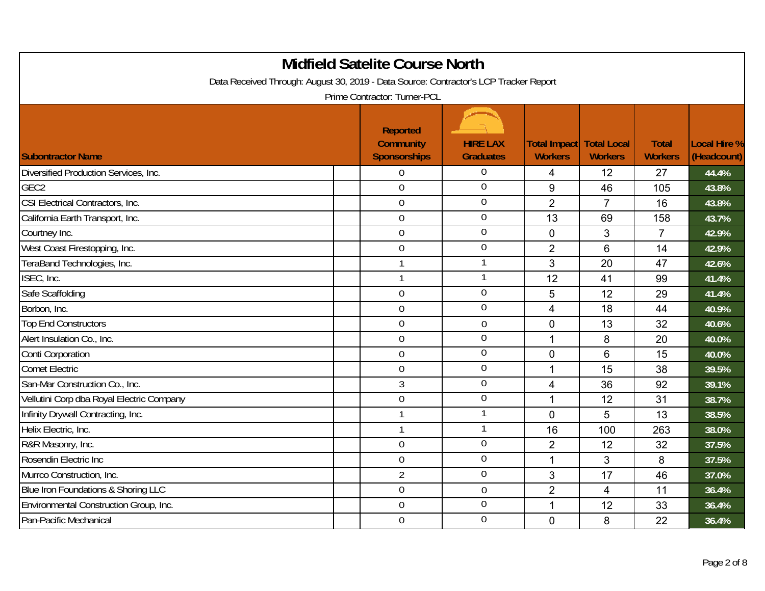# Midfield Satelite Course North

Data Received Through: August 30, 2019 - Data Source: Contractor's LCP Tracker Report

Prime Contractor: Turner-PCL

| Subontractor Name | Reported Community Sponsorships | HIRE LAX Graduates | Total Impact Workers | Total Local Workers | Total Workers | Local Hire % (Headcount) |
|---|---|---|---|---|---|---|
| Diversified Production Services, Inc. | 0 | 0 | 4 | 12 | 27 | 44.4% |
| GEC2 | 0 | 0 | 9 | 46 | 105 | 43.8% |
| CSI Electrical Contractors, Inc. | 0 | 0 | 2 | 7 | 16 | 43.8% |
| California Earth Transport, Inc. | 0 | 0 | 13 | 69 | 158 | 43.7% |
| Courtney Inc. | 0 | 0 | 0 | 3 | 7 | 42.9% |
| West Coast Firestopping, Inc. | 0 | 0 | 2 | 6 | 14 | 42.9% |
| TeraBand Technologies, Inc. | 1 | 1 | 3 | 20 | 47 | 42.6% |
| ISEC, Inc. | 1 | 1 | 12 | 41 | 99 | 41.4% |
| Safe Scaffolding | 0 | 0 | 5 | 12 | 29 | 41.4% |
| Borbon, Inc. | 0 | 0 | 4 | 18 | 44 | 40.9% |
| Top End Constructors | 0 | 0 | 0 | 13 | 32 | 40.6% |
| Alert Insulation Co., Inc. | 0 | 0 | 1 | 8 | 20 | 40.0% |
| Conti Corporation | 0 | 0 | 0 | 6 | 15 | 40.0% |
| Comet Electric | 0 | 0 | 1 | 15 | 38 | 39.5% |
| San-Mar Construction Co., Inc. | 3 | 0 | 4 | 36 | 92 | 39.1% |
| Vellutini Corp dba Royal Electric Company | 0 | 0 | 1 | 12 | 31 | 38.7% |
| Infinity Drywall Contracting, Inc. | 1 | 1 | 0 | 5 | 13 | 38.5% |
| Helix Electric, Inc. | 1 | 1 | 16 | 100 | 263 | 38.0% |
| R&R Masonry, Inc. | 0 | 0 | 2 | 12 | 32 | 37.5% |
| Rosendin Electric Inc | 0 | 0 | 1 | 3 | 8 | 37.5% |
| Murrco Construction, Inc. | 2 | 0 | 3 | 17 | 46 | 37.0% |
| Blue Iron Foundations & Shoring LLC | 0 | 0 | 2 | 4 | 11 | 36.4% |
| Environmental Construction Group, Inc. | 0 | 0 | 1 | 12 | 33 | 36.4% |
| Pan-Pacific Mechanical | 0 | 0 | 0 | 8 | 22 | 36.4% |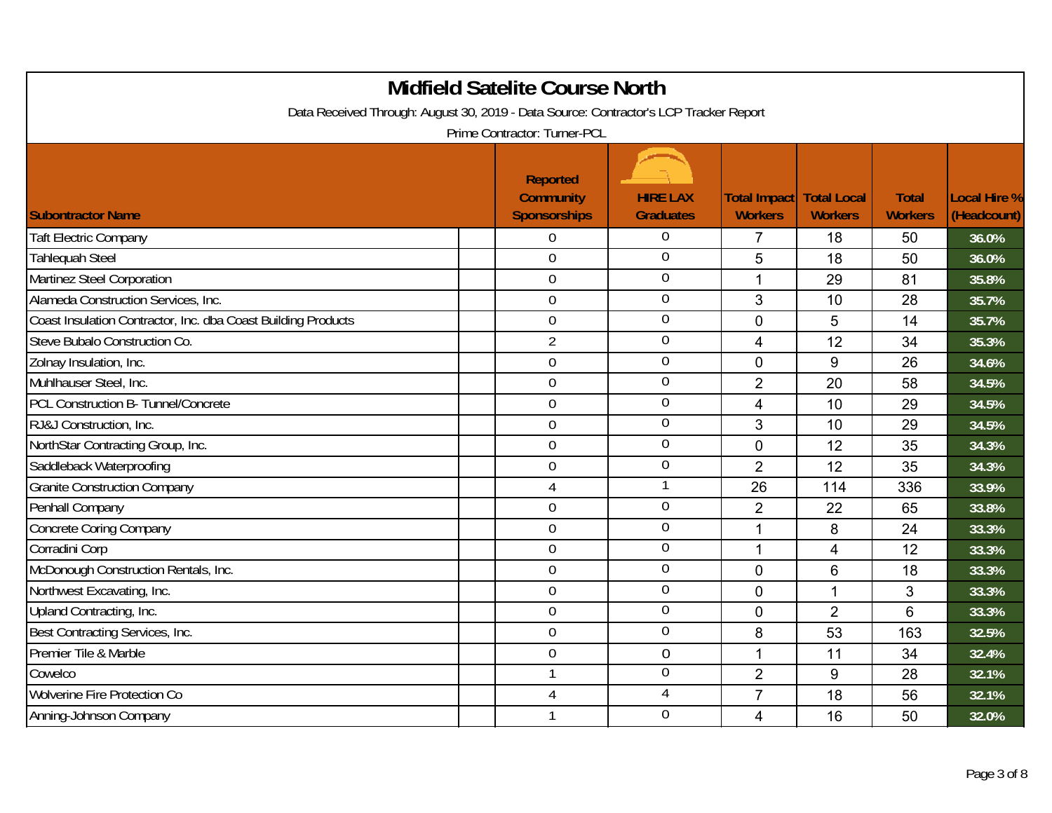# Midfield Satelite Course North

Data Received Through: August 30, 2019 - Data Source: Contractor's LCP Tracker Report

Prime Contractor: Turner-PCL

| Subontractor Name | Reported Community Sponsorships | HIRE LAX Graduates | Total Impact Workers | Total Local Workers | Total Workers | Local Hire % (Headcount) |
|---|---|---|---|---|---|---|
| Taft Electric Company | 0 | 0 | 7 | 18 | 50 | 36.0% |
| Tahlequah Steel | 0 | 0 | 5 | 18 | 50 | 36.0% |
| Martinez Steel Corporation | 0 | 0 | 1 | 29 | 81 | 35.8% |
| Alameda Construction Services, Inc. | 0 | 0 | 3 | 10 | 28 | 35.7% |
| Coast Insulation Contractor, Inc. dba Coast Building Products | 0 | 0 | 0 | 5 | 14 | 35.7% |
| Steve Bubalo Construction Co. | 2 | 0 | 4 | 12 | 34 | 35.3% |
| Zolnay Insulation, Inc. | 0 | 0 | 0 | 9 | 26 | 34.6% |
| Muhlhauser Steel, Inc. | 0 | 0 | 2 | 20 | 58 | 34.5% |
| PCL Construction B- Tunnel/Concrete | 0 | 0 | 4 | 10 | 29 | 34.5% |
| RJ&J Construction, Inc. | 0 | 0 | 3 | 10 | 29 | 34.5% |
| NorthStar Contracting Group, Inc. | 0 | 0 | 0 | 12 | 35 | 34.3% |
| Saddleback Waterproofing | 0 | 0 | 2 | 12 | 35 | 34.3% |
| Granite Construction Company | 4 | 1 | 26 | 114 | 336 | 33.9% |
| Penhall Company | 0 | 0 | 2 | 22 | 65 | 33.8% |
| Concrete Coring Company | 0 | 0 | 1 | 8 | 24 | 33.3% |
| Corradini Corp | 0 | 0 | 1 | 4 | 12 | 33.3% |
| McDonough Construction Rentals, Inc. | 0 | 0 | 0 | 6 | 18 | 33.3% |
| Northwest Excavating, Inc. | 0 | 0 | 0 | 1 | 3 | 33.3% |
| Upland Contracting, Inc. | 0 | 0 | 0 | 2 | 6 | 33.3% |
| Best Contracting Services, Inc. | 0 | 0 | 8 | 53 | 163 | 32.5% |
| Premier Tile & Marble | 0 | 0 | 1 | 11 | 34 | 32.4% |
| Cowelco | 1 | 0 | 2 | 9 | 28 | 32.1% |
| Wolverine Fire Protection Co | 4 | 4 | 7 | 18 | 56 | 32.1% |
| Anning-Johnson Company | 1 | 0 | 4 | 16 | 50 | 32.0% |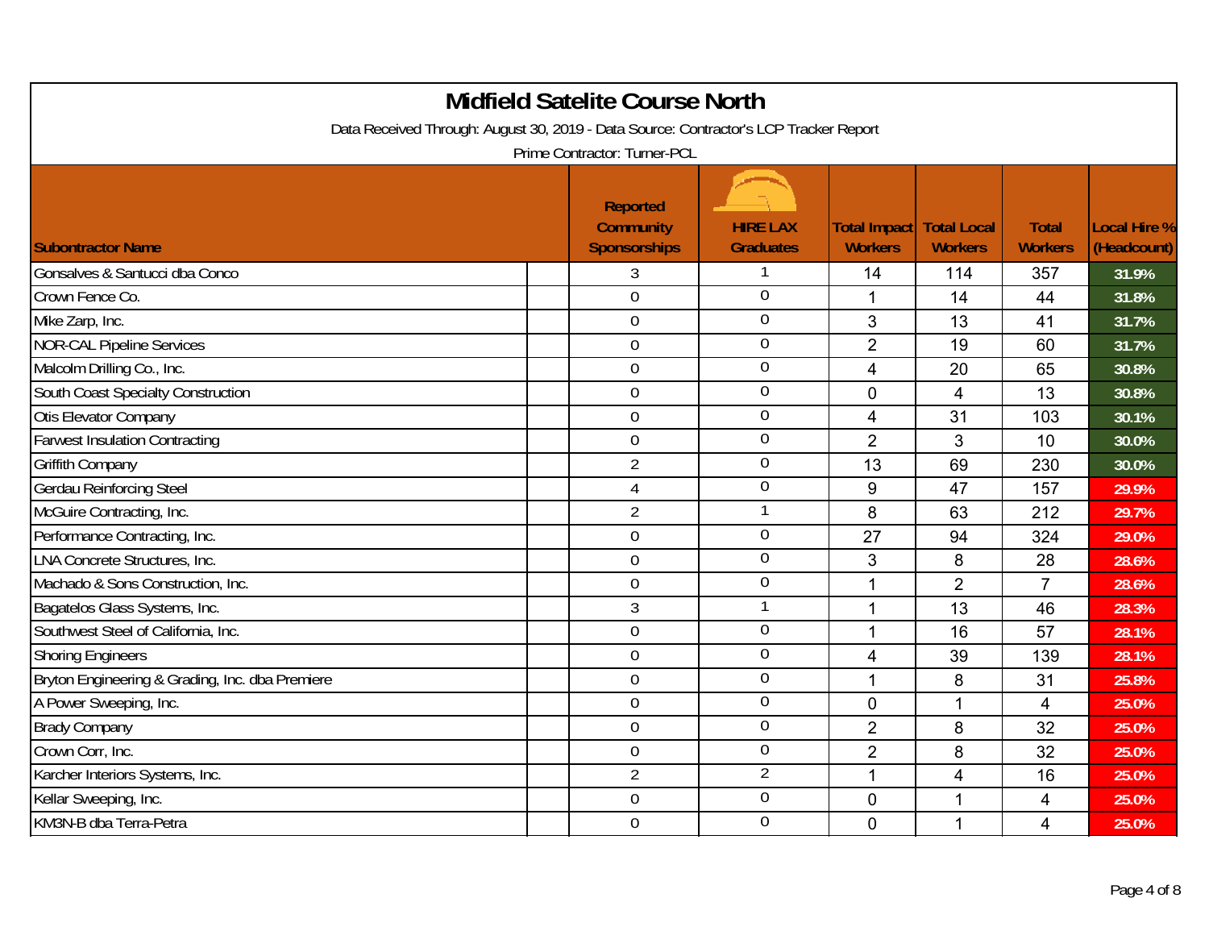# Midfield Satelite Course North

Data Received Through: August 30, 2019 - Data Source: Contractor's LCP Tracker Report

Prime Contractor: Turner-PCL

| Subcontractor Name | Reported Community Sponsorships | HIRE LAX Graduates | Total Impact Workers | Total Local Workers | Total Workers | Local Hire % (Headcount) |
|---|---|---|---|---|---|---|
| Gonsalves & Santucci dba Conco | 3 | 1 | 14 | 114 | 357 | 31.9% |
| Crown Fence Co. | 0 | 0 | 1 | 14 | 44 | 31.8% |
| Mike Zarp, Inc. | 0 | 0 | 3 | 13 | 41 | 31.7% |
| NOR-CAL Pipeline Services | 0 | 0 | 2 | 19 | 60 | 31.7% |
| Malcolm Drilling Co., Inc. | 0 | 0 | 4 | 20 | 65 | 30.8% |
| South Coast Specialty Construction | 0 | 0 | 0 | 4 | 13 | 30.8% |
| Otis Elevator Company | 0 | 0 | 4 | 31 | 103 | 30.1% |
| Farwest Insulation Contracting | 0 | 0 | 2 | 3 | 10 | 30.0% |
| Griffith Company | 2 | 0 | 13 | 69 | 230 | 30.0% |
| Gerdau Reinforcing Steel | 4 | 0 | 9 | 47 | 157 | 29.9% |
| McGuire Contracting, Inc. | 2 | 1 | 8 | 63 | 212 | 29.7% |
| Performance Contracting, Inc. | 0 | 0 | 27 | 94 | 324 | 29.0% |
| LNA Concrete Structures, Inc. | 0 | 0 | 3 | 8 | 28 | 28.6% |
| Machado & Sons Construction, Inc. | 0 | 0 | 1 | 2 | 7 | 28.6% |
| Bagatelos Glass Systems, Inc. | 3 | 1 | 1 | 13 | 46 | 28.3% |
| Southwest Steel of California, Inc. | 0 | 0 | 1 | 16 | 57 | 28.1% |
| Shoring Engineers | 0 | 0 | 4 | 39 | 139 | 28.1% |
| Bryton Engineering & Grading, Inc. dba Premiere | 0 | 0 | 1 | 8 | 31 | 25.8% |
| A Power Sweeping, Inc. | 0 | 0 | 0 | 1 | 4 | 25.0% |
| Brady Company | 0 | 0 | 2 | 8 | 32 | 25.0% |
| Crown Corr, Inc. | 0 | 0 | 2 | 8 | 32 | 25.0% |
| Karcher Interiors Systems, Inc. | 2 | 2 | 1 | 4 | 16 | 25.0% |
| Kellar Sweeping, Inc. | 0 | 0 | 0 | 1 | 4 | 25.0% |
| KM3N-B dba Terra-Petra | 0 | 0 | 0 | 1 | 4 | 25.0% |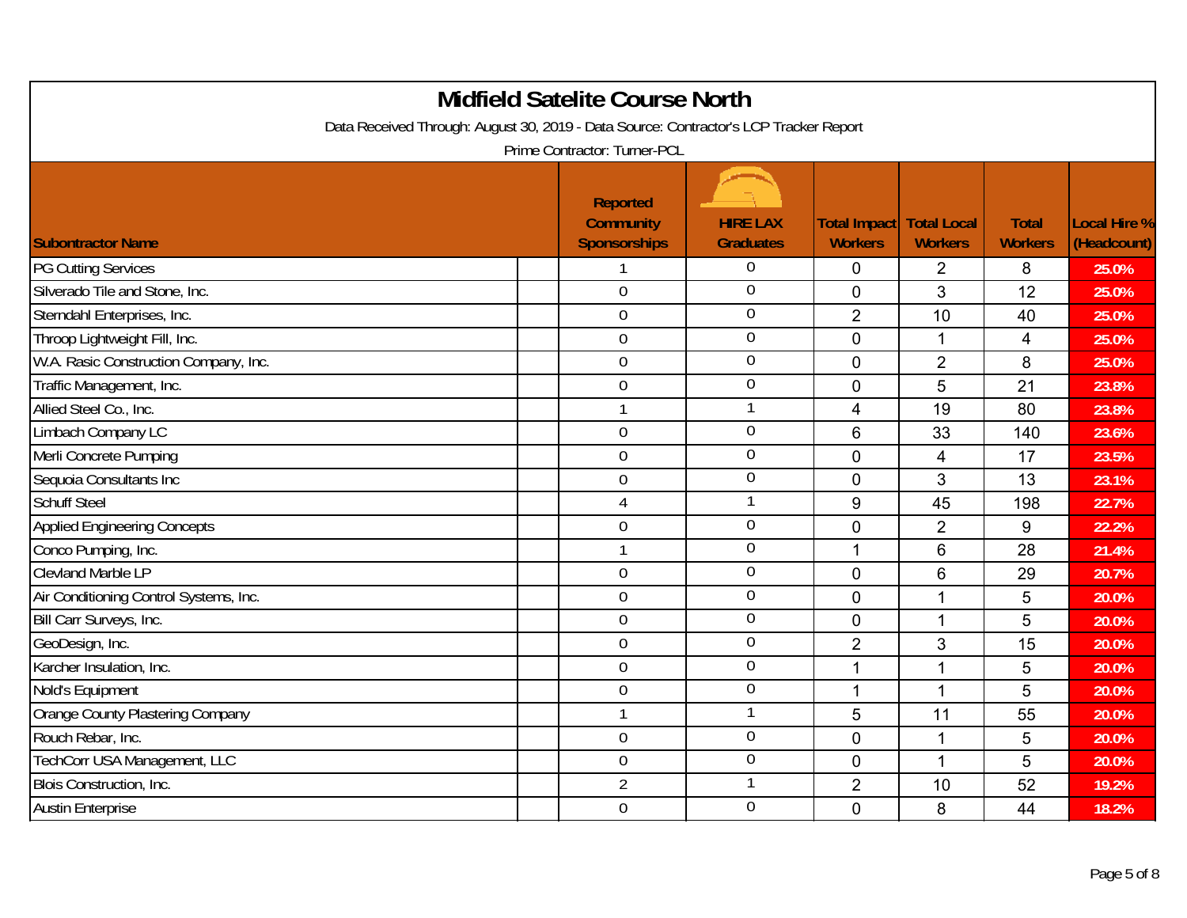# Midfield Satelite Course North

Data Received Through: August 30, 2019 - Data Source: Contractor's LCP Tracker Report

Prime Contractor: Turner-PCL

| Subontractor Name | Reported Community Sponsorships | HIRE LAX Graduates | Total Impact Workers | Total Local Workers | Total Workers | Local Hire % (Headcount) |
|---|---|---|---|---|---|---|
| PG Cutting Services | 1 | 0 | 0 | 2 | 8 | 25.0% |
| Silverado Tile and Stone, Inc. | 0 | 0 | 0 | 3 | 12 | 25.0% |
| Sterndahl Enterprises, Inc. | 0 | 0 | 2 | 10 | 40 | 25.0% |
| Throop Lightweight Fill, Inc. | 0 | 0 | 0 | 1 | 4 | 25.0% |
| W.A. Rasic Construction Company, Inc. | 0 | 0 | 0 | 2 | 8 | 25.0% |
| Traffic Management, Inc. | 0 | 0 | 0 | 5 | 21 | 23.8% |
| Allied Steel Co., Inc. | 1 | 1 | 4 | 19 | 80 | 23.8% |
| Limbach Company LC | 0 | 0 | 6 | 33 | 140 | 23.6% |
| Merli Concrete Pumping | 0 | 0 | 0 | 4 | 17 | 23.5% |
| Sequoia Consultants Inc | 0 | 0 | 0 | 3 | 13 | 23.1% |
| Schuff Steel | 4 | 1 | 9 | 45 | 198 | 22.7% |
| Applied Engineering Concepts | 0 | 0 | 0 | 2 | 9 | 22.2% |
| Conco Pumping, Inc. | 1 | 0 | 1 | 6 | 28 | 21.4% |
| Clevland Marble LP | 0 | 0 | 0 | 6 | 29 | 20.7% |
| Air Conditioning Control Systems, Inc. | 0 | 0 | 0 | 1 | 5 | 20.0% |
| Bill Carr Surveys, Inc. | 0 | 0 | 0 | 1 | 5 | 20.0% |
| GeoDesign, Inc. | 0 | 0 | 2 | 3 | 15 | 20.0% |
| Karcher Insulation, Inc. | 0 | 0 | 1 | 1 | 5 | 20.0% |
| Nold's Equipment | 0 | 0 | 1 | 1 | 5 | 20.0% |
| Orange County Plastering Company | 1 | 1 | 5 | 11 | 55 | 20.0% |
| Rouch Rebar, Inc. | 0 | 0 | 0 | 1 | 5 | 20.0% |
| TechCorr USA Management, LLC | 0 | 0 | 0 | 1 | 5 | 20.0% |
| Blois Construction, Inc. | 2 | 1 | 2 | 10 | 52 | 19.2% |
| Austin Enterprise | 0 | 0 | 0 | 8 | 44 | 18.2% |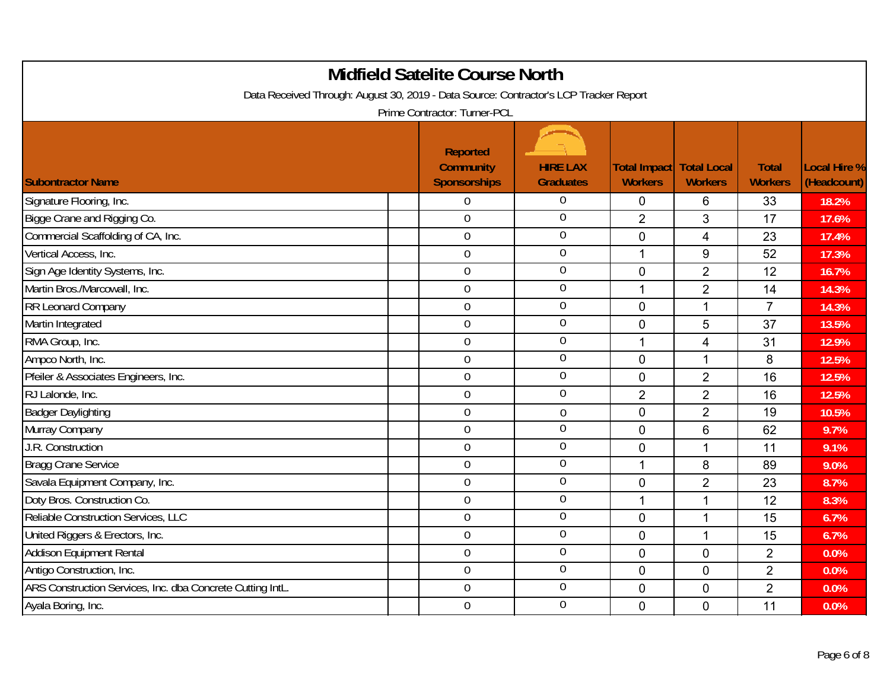# Midfield Satelite Course North

Data Received Through: August 30, 2019 - Data Source: Contractor's LCP Tracker Report

Prime Contractor: Turner-PCL

| Subontractor Name | Reported Community Sponsorships | HIRE LAX Graduates | Total Impact Workers | Total Local Workers | Total Workers | Local Hire % (Headcount) |
|---|---|---|---|---|---|---|
| Signature Flooring, Inc. | 0 | 0 | 0 | 6 | 33 | 18.2% |
| Bigge Crane and Rigging Co. | 0 | 0 | 2 | 3 | 17 | 17.6% |
| Commercial Scaffolding of CA, Inc. | 0 | 0 | 0 | 4 | 23 | 17.4% |
| Vertical Access, Inc. | 0 | 0 | 1 | 9 | 52 | 17.3% |
| Sign Age Identity Systems, Inc. | 0 | 0 | 0 | 2 | 12 | 16.7% |
| Martin Bros./Marcowall, Inc. | 0 | 0 | 1 | 2 | 14 | 14.3% |
| RR Leonard Company | 0 | 0 | 0 | 1 | 7 | 14.3% |
| Martin Integrated | 0 | 0 | 0 | 5 | 37 | 13.5% |
| RMA Group, Inc. | 0 | 0 | 1 | 4 | 31 | 12.9% |
| Ampco North, Inc. | 0 | 0 | 0 | 1 | 8 | 12.5% |
| Pfeiler & Associates Engineers, Inc. | 0 | 0 | 0 | 2 | 16 | 12.5% |
| RJ Lalonde, Inc. | 0 | 0 | 2 | 2 | 16 | 12.5% |
| Badger Daylighting | 0 | 0 | 0 | 2 | 19 | 10.5% |
| Murray Company | 0 | 0 | 0 | 6 | 62 | 9.7% |
| J.R. Construction | 0 | 0 | 0 | 1 | 11 | 9.1% |
| Bragg Crane Service | 0 | 0 | 1 | 8 | 89 | 9.0% |
| Savala Equipment Company, Inc. | 0 | 0 | 0 | 2 | 23 | 8.7% |
| Doty Bros. Construction Co. | 0 | 0 | 1 | 1 | 12 | 8.3% |
| Reliable Construction Services, LLC | 0 | 0 | 0 | 1 | 15 | 6.7% |
| United Riggers & Erectors, Inc. | 0 | 0 | 0 | 1 | 15 | 6.7% |
| Addison Equipment Rental | 0 | 0 | 0 | 0 | 2 | 0.0% |
| Antigo Construction, Inc. | 0 | 0 | 0 | 0 | 2 | 0.0% |
| ARS Construction Services, Inc. dba Concrete Cutting IntL. | 0 | 0 | 0 | 0 | 2 | 0.0% |
| Ayala Boring, Inc. | 0 | 0 | 0 | 0 | 11 | 0.0% |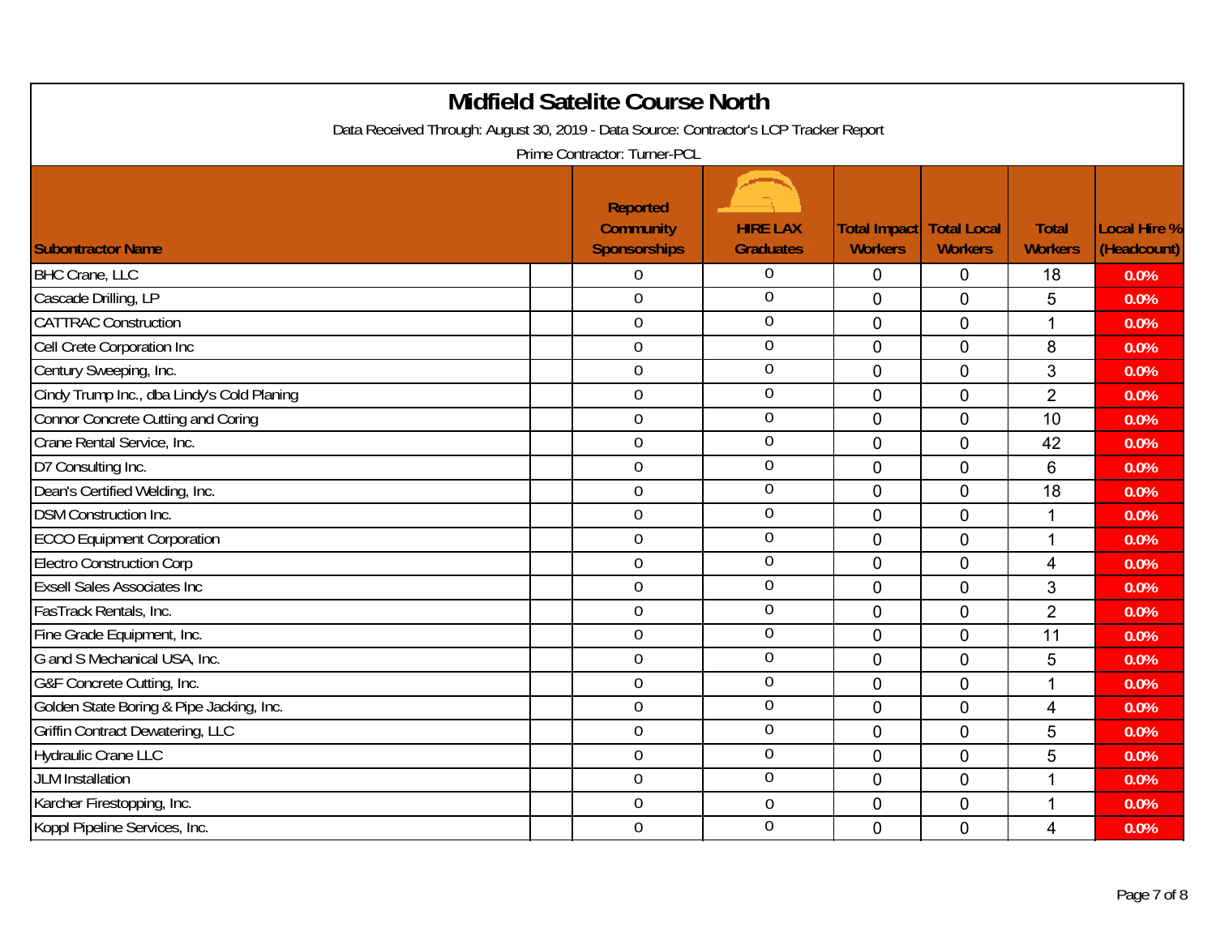# Midfield Satelite Course North

Data Received Through: August 30, 2019 - Data Source: Contractor's LCP Tracker Report

Prime Contractor: Turner-PCL

| Subontractor Name | Reported Community Sponsorships | HIRE LAX Graduates | Total Impact Workers | Total Local Workers | Total Workers | Local Hire % (Headcount) |
|---|---|---|---|---|---|---|
| BHC Crane, LLC | 0 | 0 | 0 | 0 | 18 | 0.0% |
| Cascade Drilling, LP | 0 | 0 | 0 | 0 | 5 | 0.0% |
| CATTRAC Construction | 0 | 0 | 0 | 0 | 1 | 0.0% |
| Cell Crete Corporation Inc | 0 | 0 | 0 | 0 | 8 | 0.0% |
| Century Sweeping, Inc. | 0 | 0 | 0 | 0 | 3 | 0.0% |
| Cindy Trump Inc., dba Lindy's Cold Planing | 0 | 0 | 0 | 0 | 2 | 0.0% |
| Connor Concrete Cutting and Coring | 0 | 0 | 0 | 0 | 10 | 0.0% |
| Crane Rental Service, Inc. | 0 | 0 | 0 | 0 | 42 | 0.0% |
| D7 Consulting Inc. | 0 | 0 | 0 | 0 | 6 | 0.0% |
| Dean's Certified Welding, Inc. | 0 | 0 | 0 | 0 | 18 | 0.0% |
| DSM Construction Inc. | 0 | 0 | 0 | 0 | 1 | 0.0% |
| ECCO Equipment Corporation | 0 | 0 | 0 | 0 | 1 | 0.0% |
| Electro Construction Corp | 0 | 0 | 0 | 0 | 4 | 0.0% |
| Exsell Sales Associates Inc | 0 | 0 | 0 | 0 | 3 | 0.0% |
| FasTrack Rentals, Inc. | 0 | 0 | 0 | 0 | 2 | 0.0% |
| Fine Grade Equipment, Inc. | 0 | 0 | 0 | 0 | 11 | 0.0% |
| G and S Mechanical USA, Inc. | 0 | 0 | 0 | 0 | 5 | 0.0% |
| G&F Concrete Cutting, Inc. | 0 | 0 | 0 | 0 | 1 | 0.0% |
| Golden State Boring & Pipe Jacking, Inc. | 0 | 0 | 0 | 0 | 4 | 0.0% |
| Griffin Contract Dewatering, LLC | 0 | 0 | 0 | 0 | 5 | 0.0% |
| Hydraulic Crane LLC | 0 | 0 | 0 | 0 | 5 | 0.0% |
| JLM Installation | 0 | 0 | 0 | 0 | 1 | 0.0% |
| Karcher Firestopping, Inc. | 0 | 0 | 0 | 0 | 1 | 0.0% |
| Koppl Pipeline Services, Inc. | 0 | 0 | 0 | 0 | 4 | 0.0% |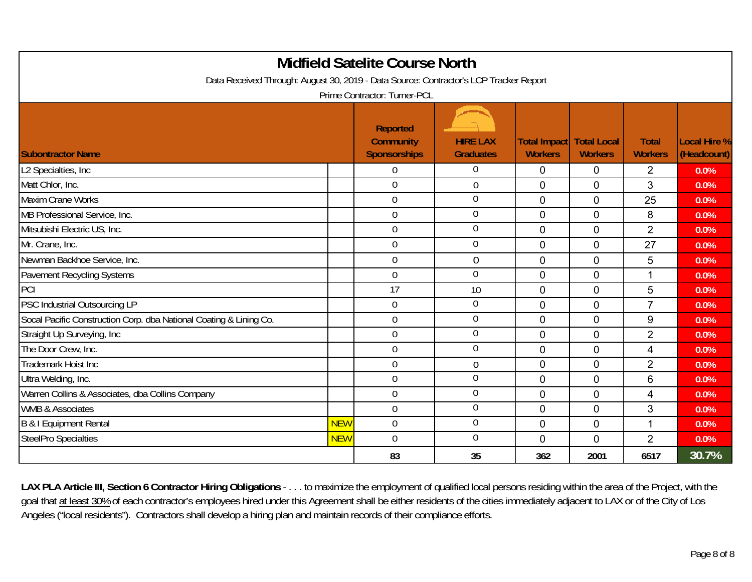# Midfield Satelite Course North

Data Received Through: August 30, 2019 - Data Source: Contractor's LCP Tracker Report

Prime Contractor: Turner-PCL

| Subcontractor Name | | Reported Community Sponsorships | HIRE LAX Graduates | Total Impact Workers | Total Local Workers | Total Workers | Local Hire % (Headcount) |
|---|---|---|---|---|---|---|---|
| L2 Specialties, Inc | | 0 | 0 | 0 | 0 | 2 | 0.0% |
| Matt Chlor, Inc. | | 0 | 0 | 0 | 0 | 3 | 0.0% |
| Maxim Crane Works | | 0 | 0 | 0 | 0 | 25 | 0.0% |
| MB Professional Service, Inc. | | 0 | 0 | 0 | 0 | 8 | 0.0% |
| Mitsubishi Electric US, Inc. | | 0 | 0 | 0 | 0 | 2 | 0.0% |
| Mr. Crane, Inc. | | 0 | 0 | 0 | 0 | 27 | 0.0% |
| Newman Backhoe Service, Inc. | | 0 | 0 | 0 | 0 | 5 | 0.0% |
| Pavement Recycling Systems | | 0 | 0 | 0 | 0 | 1 | 0.0% |
| PCI | | 17 | 10 | 0 | 0 | 5 | 0.0% |
| PSC Industrial Outsourcing LP | | 0 | 0 | 0 | 0 | 7 | 0.0% |
| Socal Pacific Construction Corp. dba National Coating & Lining Co. | | 0 | 0 | 0 | 0 | 9 | 0.0% |
| Straight Up Surveying, Inc | | 0 | 0 | 0 | 0 | 2 | 0.0% |
| The Door Crew, Inc. | | 0 | 0 | 0 | 0 | 4 | 0.0% |
| Trademark Hoist Inc | | 0 | 0 | 0 | 0 | 2 | 0.0% |
| Ultra Welding, Inc. | | 0 | 0 | 0 | 0 | 6 | 0.0% |
| Warren Collins & Associates, dba Collins Company | | 0 | 0 | 0 | 0 | 4 | 0.0% |
| WMB & Associates | | 0 | 0 | 0 | 0 | 3 | 0.0% |
| B & I Equipment Rental | NEW | 0 | 0 | 0 | 0 | 1 | 0.0% |
| SteelPro Specialties | NEW | 0 | 0 | 0 | 0 | 2 | 0.0% |
| | | 83 | 35 | 362 | 2001 | 6517 | 30.7% |

**LAX PLA Article III, Section 6 Contractor Hiring Obligations** - . . . to maximize the employment of qualified local persons residing within the area of the Project, with the goal that at least 30% of each contractor's employees hired under this Agreement shall be either residents of the cities immediately adjacent to LAX or of the City of Los Angeles ("local residents"). Contractors shall develop a hiring plan and maintain records of their compliance efforts.